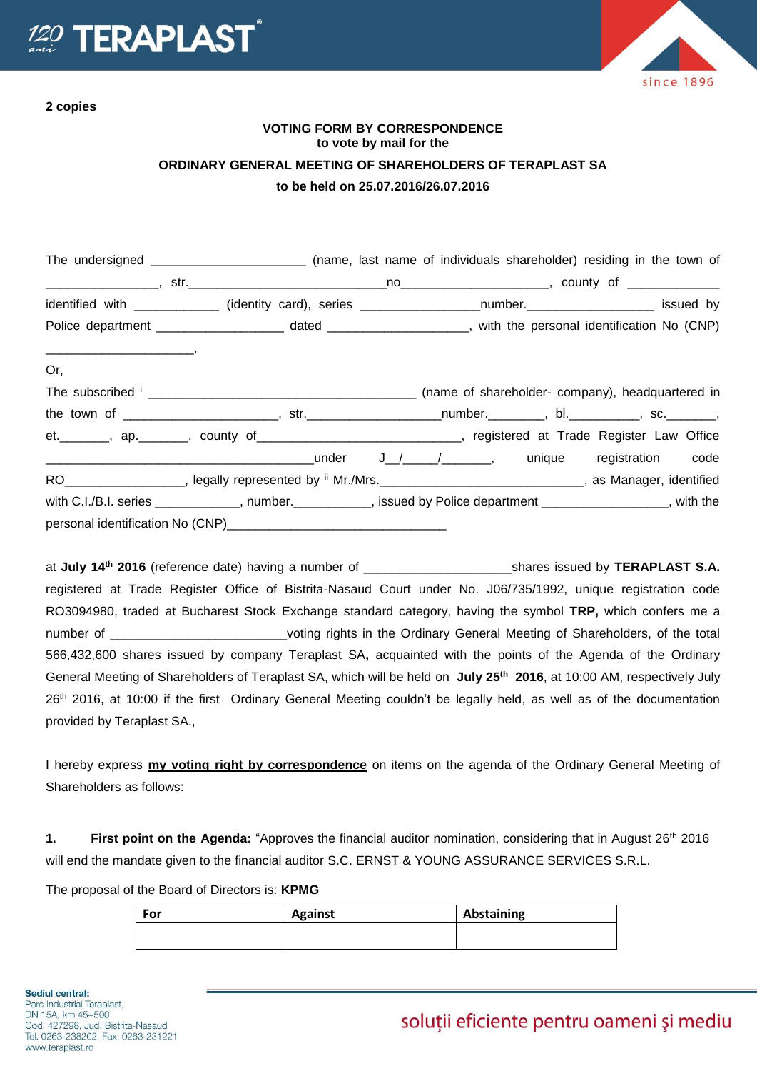**2 copies**

**VOTING FORM BY CORRESPONDENCE**
**to vote by mail for the**

**ORDINARY GENERAL MEETING OF SHAREHOLDERS OF TERAPLAST SA**

**to be held on 25.07.2016/26.07.2016**

The undersigned ______________________ (name, last name of individuals shareholder) residing in the town of ________________, str.____________________________no____________________, county of _____________ identified with ____________ (identity card), series _________________number.__________________ issued by Police department __________________ dated ____________________, with the personal identification No (CNP) ______________________,

Or,

The subscribed [i] _______________________________________ (name of shareholder- company), headquartered in the town of ______________________, str.___________________number.________, bl.__________, sc._______, et._______, ap._______, county of_____________________________, registered at Trade Register Law Office ______________________________________under J__/_____/_______, unique registration code RO_________________, legally represented by [ii] Mr./Mrs.______________________________, as Manager, identified with C.I./B.I. series ____________, number.___________, issued by Police department __________________, with the personal identification No (CNP)________________________________

at **July 14th 2016** (reference date) having a number of _____________________shares issued by **TERAPLAST S.A.** registered at Trade Register Office of Bistrita-Nasaud Court under No. J06/735/1992, unique registration code RO3094980, traded at Bucharest Stock Exchange standard category, having the symbol **TRP,** which confers me a number of _________________________voting rights in the Ordinary General Meeting of Shareholders, of the total 566,432,600 shares issued by company Teraplast SA**,** acquainted with the points of the Agenda of the Ordinary General Meeting of Shareholders of Teraplast SA, which will be held on **July 25th 2016**, at 10:00 AM, respectively July 26th 2016, at 10:00 if the first Ordinary General Meeting couldn't be legally held, as well as of the documentation provided by Teraplast SA.,

I hereby express **my voting right by correspondence** on items on the agenda of the Ordinary General Meeting of Shareholders as follows:

**1. First point on the Agenda:** "Approves the financial auditor nomination, considering that in August 26th 2016 will end the mandate given to the financial auditor S.C. ERNST & YOUNG ASSURANCE SERVICES S.R.L.

The proposal of the Board of Directors is: **KPMG**

| For | Against | Abstaining |
|---|---|---|
| | | |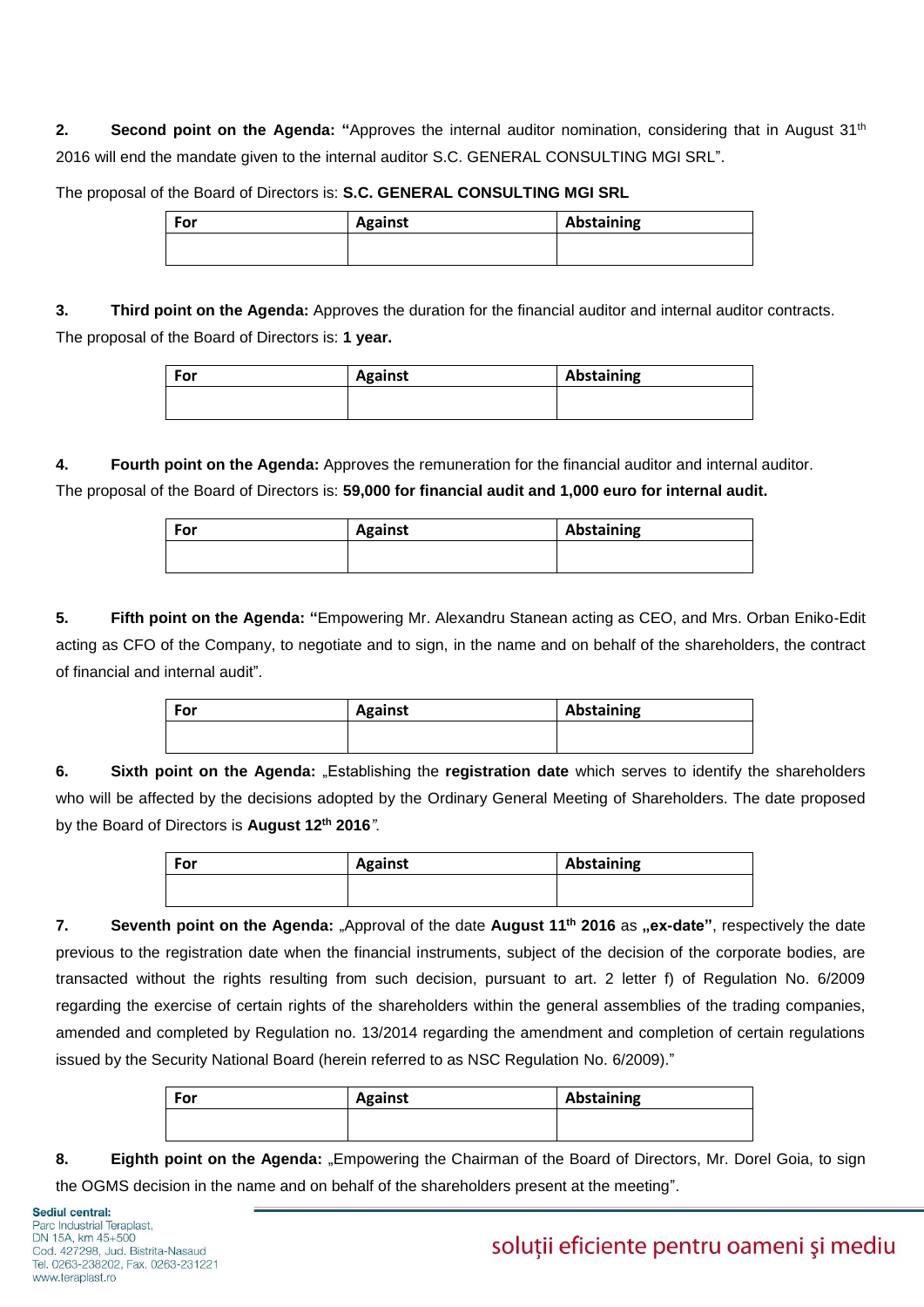2. **Second point on the Agenda: "**Approves the internal auditor nomination, considering that in August 31th 2016 will end the mandate given to the internal auditor S.C. GENERAL CONSULTING MGI SRL".

The proposal of the Board of Directors is: **S.C. GENERAL CONSULTING MGI SRL**

| For | Against | Abstaining |
|---|---|---|
| | | |

3. **Third point on the Agenda:** Approves the duration for the financial auditor and internal auditor contracts. The proposal of the Board of Directors is: **1 year.**

| For | Against | Abstaining |
|---|---|---|
| | | |

4. **Fourth point on the Agenda:** Approves the remuneration for the financial auditor and internal auditor. The proposal of the Board of Directors is: **59,000 for financial audit and 1,000 euro for internal audit.**

| For | Against | Abstaining |
|---|---|---|
| | | |

5. **Fifth point on the Agenda: "**Empowering Mr. Alexandru Stanean acting as CEO, and Mrs. Orban Eniko-Edit acting as CFO of the Company, to negotiate and to sign, in the name and on behalf of the shareholders, the contract of financial and internal audit".

| For | Against | Abstaining |
|---|---|---|
| | | |

6. **Sixth point on the Agenda:** „Establishing the **registration date** which serves to identify the shareholders who will be affected by the decisions adopted by the Ordinary General Meeting of Shareholders. The date proposed by the Board of Directors is **August 12th 2016**".

| For | Against | Abstaining |
|---|---|---|
| | | |

7. **Seventh point on the Agenda:** „Approval of the date **August 11th 2016** as **„ex-date"**, respectively the date previous to the registration date when the financial instruments, subject of the decision of the corporate bodies, are transacted without the rights resulting from such decision, pursuant to art. 2 letter f) of Regulation No. 6/2009 regarding the exercise of certain rights of the shareholders within the general assemblies of the trading companies, amended and completed by Regulation no. 13/2014 regarding the amendment and completion of certain regulations issued by the Security National Board (herein referred to as NSC Regulation No. 6/2009)."

| For | Against | Abstaining |
|---|---|---|
| | | |

8. **Eighth point on the Agenda:** „Empowering the Chairman of the Board of Directors, Mr. Dorel Goia, to sign the OGMS decision in the name and on behalf of the shareholders present at the meeting".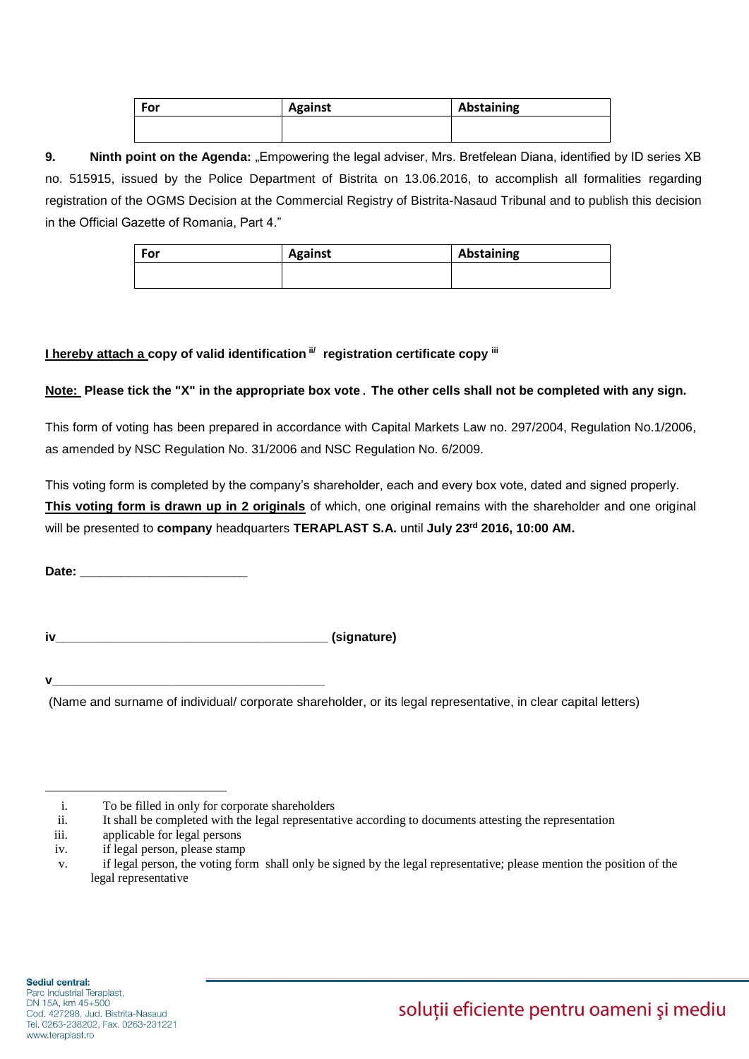| For | Against | Abstaining |
|---|---|---|
| | | |

**9. Ninth point on the Agenda:** „Empowering the legal adviser, Mrs. Bretfelean Diana, identified by ID series XB no. 515915, issued by the Police Department of Bistrita on 13.06.2016, to accomplish all formalities regarding registration of the OGMS Decision at the Commercial Registry of Bistrita-Nasaud Tribunal and to publish this decision in the Official Gazette of Romania, Part 4."

| For | Against | Abstaining |
|---|---|---|
| | | |

**I hereby attach a copy of valid identification [ii]/ registration certificate copy [iii]**

**Note: Please tick the "X" in the appropriate box vote . The other cells shall not be completed with any sign.**

This form of voting has been prepared in accordance with Capital Markets Law no. 297/2004, Regulation No.1/2006, as amended by NSC Regulation No. 31/2006 and NSC Regulation No. 6/2009.

This voting form is completed by the company's shareholder, each and every box vote, dated and signed properly. **This voting form is drawn up in 2 originals** of which, one original remains with the shareholder and one original will be presented to **company** headquarters **TERAPLAST S.A.** until **July 23rd 2016, 10:00 AM.**

**Date: ________________________**

**iv_______________________________________ (signature)**

**v_______________________________________**

(Name and surname of individual/ corporate shareholder, or its legal representative, in clear capital letters)

---

i. To be filled in only for corporate shareholders
ii. It shall be completed with the legal representative according to documents attesting the representation
iii. applicable for legal persons
iv. if legal person, please stamp
v. if legal person, the voting form shall only be signed by the legal representative; please mention the position of the legal representative

**Sediul central:**
Parc Industrial Teraplast,
DN 15A, km 45+500
Cod. 427298, Jud. Bistrita-Nasaud
Tel. 0263-238202, Fax. 0263-231221
www.teraplast.ro

soluţii eficiente pentru oameni şi mediu